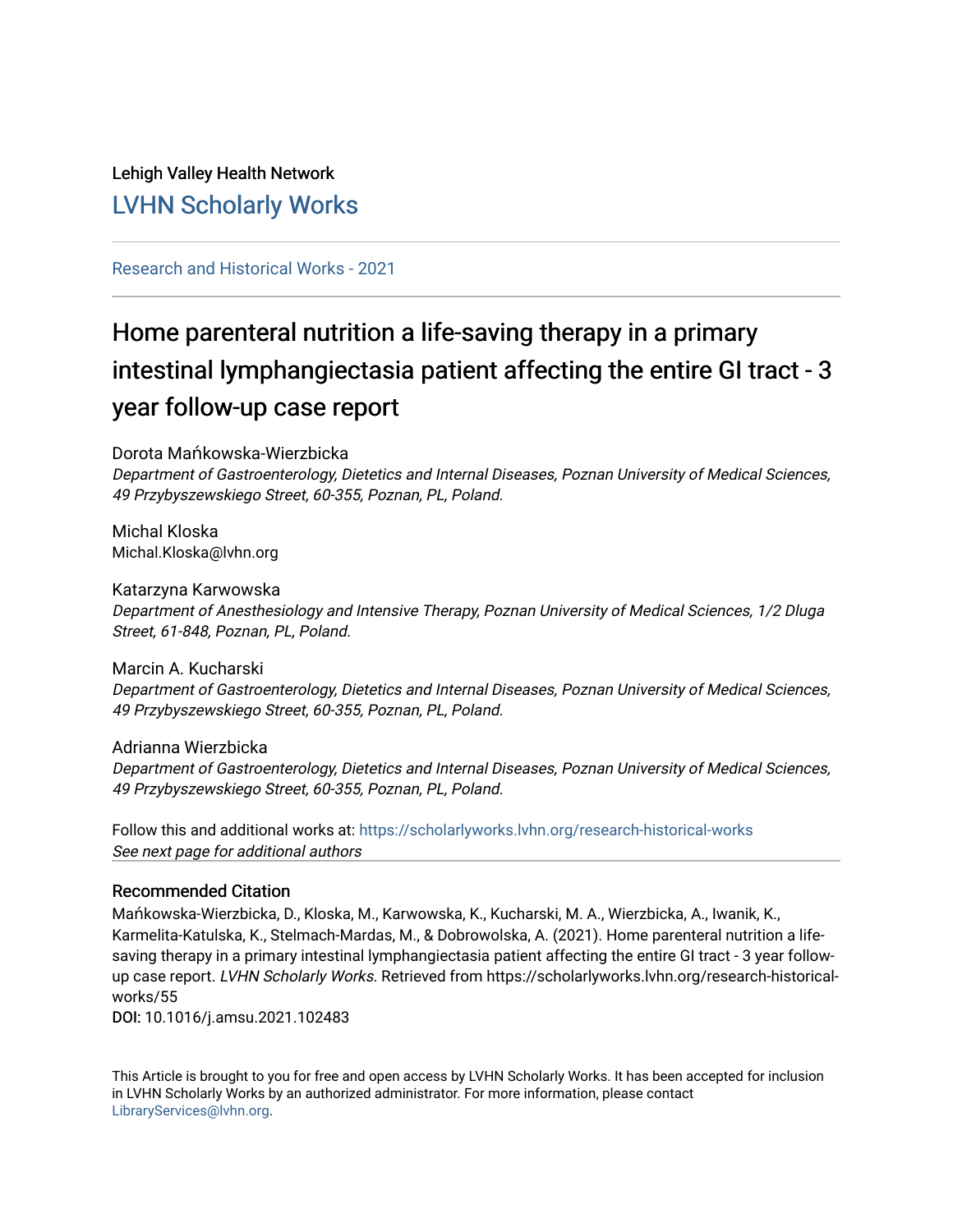Lehigh Valley Health Network

LVHN Scholarly Works

Research and Historical Works - 2021

# Home parenteral nutrition a life-saving therapy in a primary intestinal lymphangiectasia patient affecting the entire GI tract - 3 year follow-up case report

Dorota Mańkowska-Wierzbicka

*Department of Gastroenterology, Dietetics and Internal Diseases, Poznan University of Medical Sciences, 49 Przybyszewskiego Street, 60-355, Poznan, PL, Poland.*

Michal Kloska

Michal.Kloska@lvhn.org

Katarzyna Karwowska

*Department of Anesthesiology and Intensive Therapy, Poznan University of Medical Sciences, 1/2 Dluga Street, 61-848, Poznan, PL, Poland.*

Marcin A. Kucharski

*Department of Gastroenterology, Dietetics and Internal Diseases, Poznan University of Medical Sciences, 49 Przybyszewskiego Street, 60-355, Poznan, PL, Poland.*

Adrianna Wierzbicka

*Department of Gastroenterology, Dietetics and Internal Diseases, Poznan University of Medical Sciences, 49 Przybyszewskiego Street, 60-355, Poznan, PL, Poland.*

Follow this and additional works at: https://scholarlyworks.lvhn.org/research-historical-works

*See next page for additional authors*

### Recommended Citation

Mańkowska-Wierzbicka, D., Kloska, M., Karwowska, K., Kucharski, M. A., Wierzbicka, A., Iwanik, K., Karmelita-Katulska, K., Stelmach-Mardas, M., & Dobrowolska, A. (2021). Home parenteral nutrition a life-saving therapy in a primary intestinal lymphangiectasia patient affecting the entire GI tract - 3 year follow-up case report. *LVHN Scholarly Works*. Retrieved from https://scholarlyworks.lvhn.org/research-historical-works/55

**DOI:** 10.1016/j.amsu.2021.102483

This Article is brought to you for free and open access by LVHN Scholarly Works. It has been accepted for inclusion in LVHN Scholarly Works by an authorized administrator. For more information, please contact LibraryServices@lvhn.org.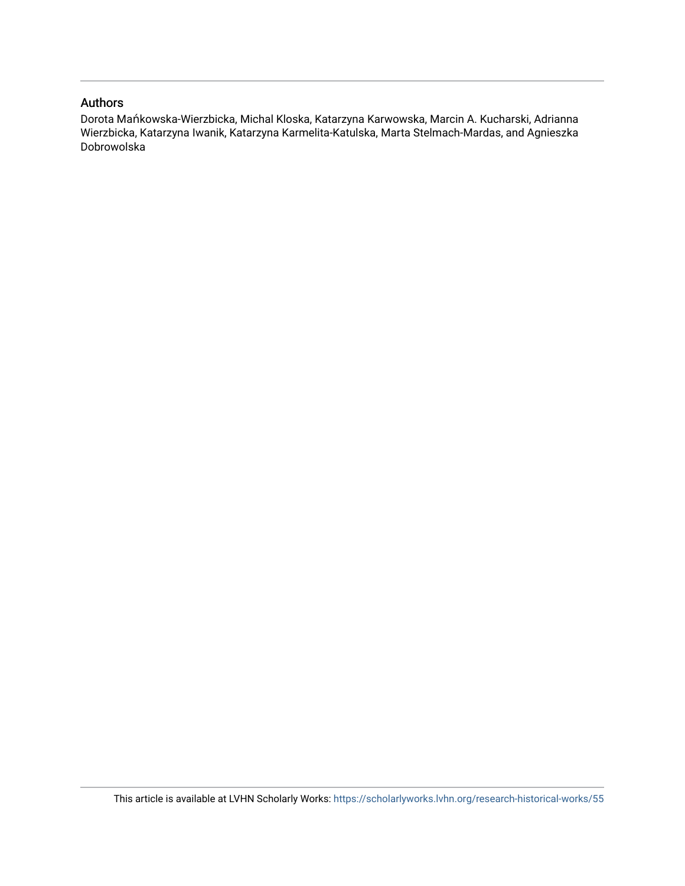## Authors

Dorota Mańkowska-Wierzbicka, Michal Kloska, Katarzyna Karwowska, Marcin A. Kucharski, Adrianna Wierzbicka, Katarzyna Iwanik, Katarzyna Karmelita-Katulska, Marta Stelmach-Mardas, and Agnieszka Dobrowolska

This article is available at LVHN Scholarly Works: https://scholarlyworks.lvhn.org/research-historical-works/55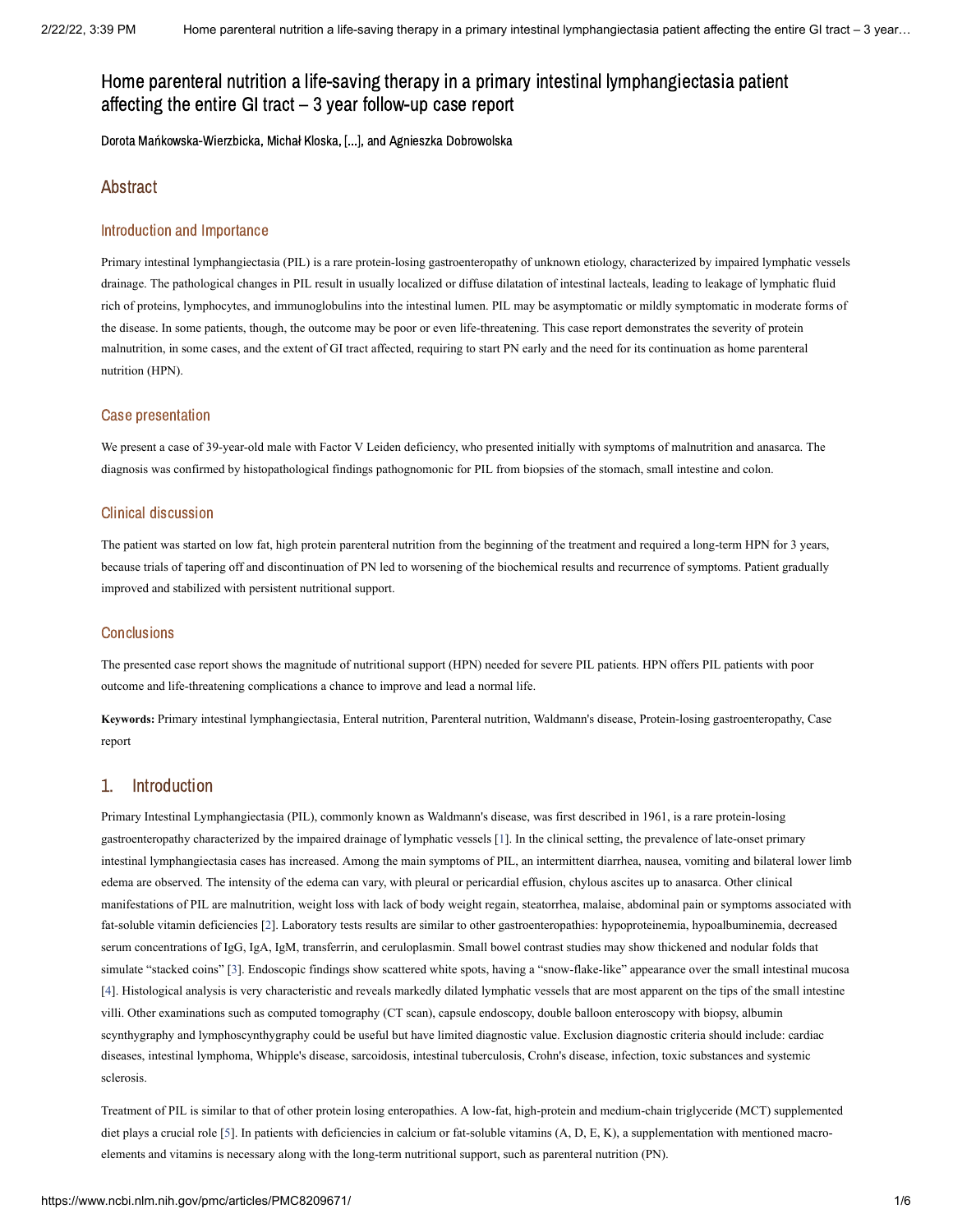# Home parenteral nutrition a life-saving therapy in a primary intestinal lymphangiectasia patient affecting the entire GI tract – 3 year follow-up case report

Dorota Mańkowska-Wierzbicka, Michał Kloska, [...], and Agnieszka Dobrowolska

## Abstract

### Introduction and Importance

Primary intestinal lymphangiectasia (PIL) is a rare protein-losing gastroenteropathy of unknown etiology, characterized by impaired lymphatic vessels drainage. The pathological changes in PIL result in usually localized or diffuse dilatation of intestinal lacteals, leading to leakage of lymphatic fluid rich of proteins, lymphocytes, and immunoglobulins into the intestinal lumen. PIL may be asymptomatic or mildly symptomatic in moderate forms of the disease. In some patients, though, the outcome may be poor or even life-threatening. This case report demonstrates the severity of protein malnutrition, in some cases, and the extent of GI tract affected, requiring to start PN early and the need for its continuation as home parenteral nutrition (HPN).

### Case presentation

We present a case of 39-year-old male with Factor V Leiden deficiency, who presented initially with symptoms of malnutrition and anasarca. The diagnosis was confirmed by histopathological findings pathognomonic for PIL from biopsies of the stomach, small intestine and colon.

### Clinical discussion

The patient was started on low fat, high protein parenteral nutrition from the beginning of the treatment and required a long-term HPN for 3 years, because trials of tapering off and discontinuation of PN led to worsening of the biochemical results and recurrence of symptoms. Patient gradually improved and stabilized with persistent nutritional support.

### Conclusions

The presented case report shows the magnitude of nutritional support (HPN) needed for severe PIL patients. HPN offers PIL patients with poor outcome and life-threatening complications a chance to improve and lead a normal life.

**Keywords:** Primary intestinal lymphangiectasia, Enteral nutrition, Parenteral nutrition, Waldmann's disease, Protein-losing gastroenteropathy, Case report

## 1. Introduction

Primary Intestinal Lymphangiectasia (PIL), commonly known as Waldmann's disease, was first described in 1961, is a rare protein-losing gastroenteropathy characterized by the impaired drainage of lymphatic vessels [1]. In the clinical setting, the prevalence of late-onset primary intestinal lymphangiectasia cases has increased. Among the main symptoms of PIL, an intermittent diarrhea, nausea, vomiting and bilateral lower limb edema are observed. The intensity of the edema can vary, with pleural or pericardial effusion, chylous ascites up to anasarca. Other clinical manifestations of PIL are malnutrition, weight loss with lack of body weight regain, steatorrhea, malaise, abdominal pain or symptoms associated with fat-soluble vitamin deficiencies [2]. Laboratory tests results are similar to other gastroenteropathies: hypoproteinemia, hypoalbuminemia, decreased serum concentrations of IgG, IgA, IgM, transferrin, and ceruloplasmin. Small bowel contrast studies may show thickened and nodular folds that simulate "stacked coins" [3]. Endoscopic findings show scattered white spots, having a "snow-flake-like" appearance over the small intestinal mucosa [4]. Histological analysis is very characteristic and reveals markedly dilated lymphatic vessels that are most apparent on the tips of the small intestine villi. Other examinations such as computed tomography (CT scan), capsule endoscopy, double balloon enteroscopy with biopsy, albumin scynthygraphy and lymphoscynthygraphy could be useful but have limited diagnostic value. Exclusion diagnostic criteria should include: cardiac diseases, intestinal lymphoma, Whipple's disease, sarcoidosis, intestinal tuberculosis, Crohn's disease, infection, toxic substances and systemic sclerosis.

Treatment of PIL is similar to that of other protein losing enteropathies. A low-fat, high-protein and medium-chain triglyceride (MCT) supplemented diet plays a crucial role [5]. In patients with deficiencies in calcium or fat-soluble vitamins (A, D, E, K), a supplementation with mentioned macro-elements and vitamins is necessary along with the long-term nutritional support, such as parenteral nutrition (PN).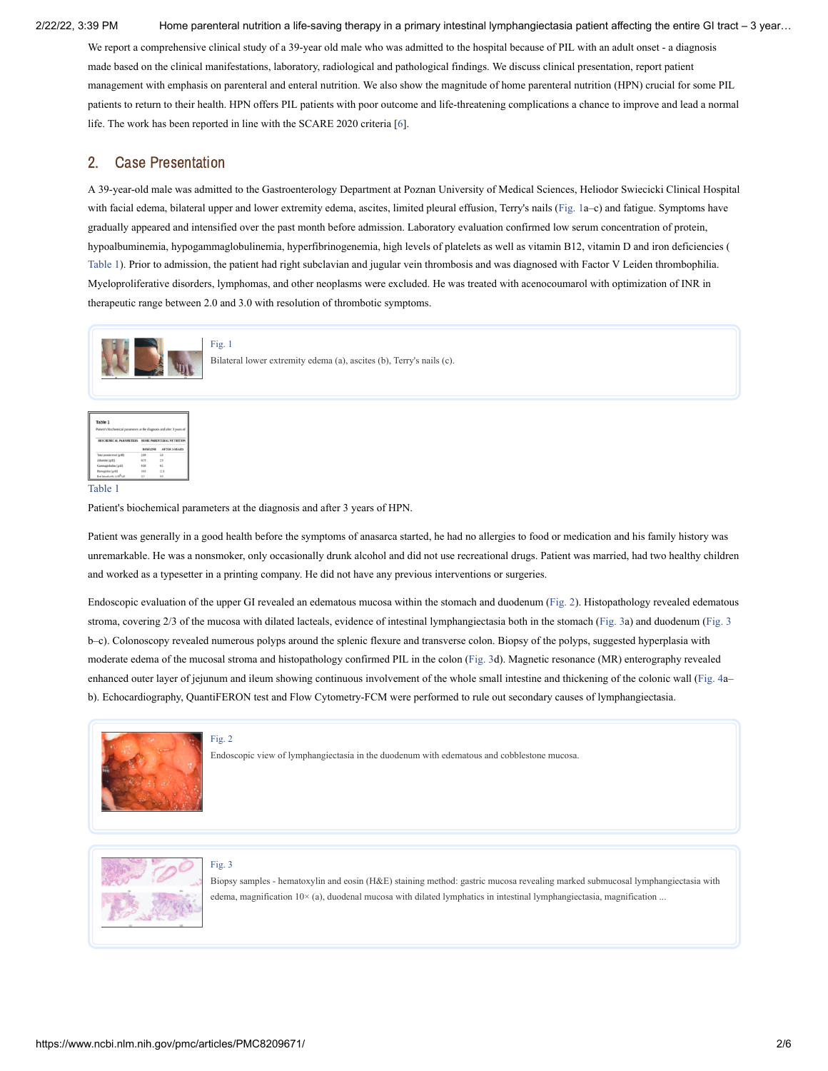We report a comprehensive clinical study of a 39-year old male who was admitted to the hospital because of PIL with an adult onset - a diagnosis made based on the clinical manifestations, laboratory, radiological and pathological findings. We discuss clinical presentation, report patient management with emphasis on parenteral and enteral nutrition. We also show the magnitude of home parenteral nutrition (HPN) crucial for some PIL patients to return to their health. HPN offers PIL patients with poor outcome and life-threatening complications a chance to improve and lead a normal life. The work has been reported in line with the SCARE 2020 criteria [6].

## 2. Case Presentation

A 39-year-old male was admitted to the Gastroenterology Department at Poznan University of Medical Sciences, Heliodor Swiecicki Clinical Hospital with facial edema, bilateral upper and lower extremity edema, ascites, limited pleural effusion, Terry's nails (Fig. 1a–c) and fatigue. Symptoms have gradually appeared and intensified over the past month before admission. Laboratory evaluation confirmed low serum concentration of protein, hypoalbuminemia, hypogammaglobulinemia, hyperfibrinogenemia, high levels of platelets as well as vitamin B12, vitamin D and iron deficiencies (Table 1). Prior to admission, the patient had right subclavian and jugular vein thrombosis and was diagnosed with Factor V Leiden thrombophilia. Myeloproliferative disorders, lymphomas, and other neoplasms were excluded. He was treated with acenocoumarol with optimization of INR in therapeutic range between 2.0 and 3.0 with resolution of thrombotic symptoms.

Fig. 1

Bilateral lower extremity edema (a), ascites (b), Terry's nails (c).

Table 1

Patient's biochemical parameters at the diagnosis and after 3 years of HPN.

Patient was generally in a good health before the symptoms of anasarca started, he had no allergies to food or medication and his family history was unremarkable. He was a nonsmoker, only occasionally drunk alcohol and did not use recreational drugs. Patient was married, had two healthy children and worked as a typesetter in a printing company. He did not have any previous interventions or surgeries.

Endoscopic evaluation of the upper GI revealed an edematous mucosa within the stomach and duodenum (Fig. 2). Histopathology revealed edematous stroma, covering 2/3 of the mucosa with dilated lacteals, evidence of intestinal lymphangiectasia both in the stomach (Fig. 3a) and duodenum (Fig. 3 b–c). Colonoscopy revealed numerous polyps around the splenic flexure and transverse colon. Biopsy of the polyps, suggested hyperplasia with moderate edema of the mucosal stroma and histopathology confirmed PIL in the colon (Fig. 3d). Magnetic resonance (MR) enterography revealed enhanced outer layer of jejunum and ileum showing continuous involvement of the whole small intestine and thickening of the colonic wall (Fig. 4a–b). Echocardiography, QuantiFERON test and Flow Cytometry-FCM were performed to rule out secondary causes of lymphangiectasia.

Fig. 2

Endoscopic view of lymphangiectasia in the duodenum with edematous and cobblestone mucosa.

Fig. 3

Biopsy samples - hematoxylin and eosin (H&E) staining method: gastric mucosa revealing marked submucosal lymphangiectasia with edema, magnification 10× (a), duodenal mucosa with dilated lymphatics in intestinal lymphangiectasia, magnification ...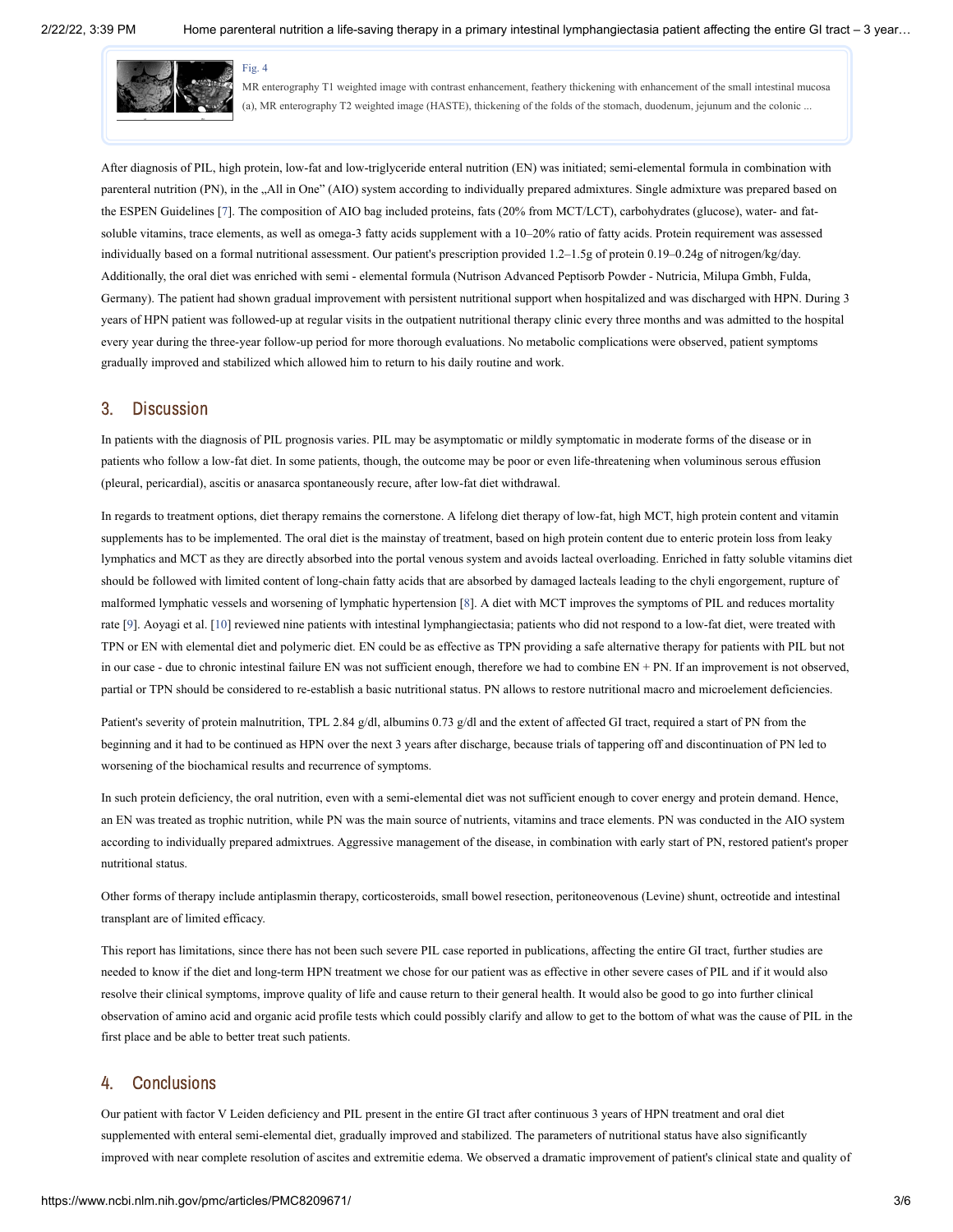Fig. 4

MR enterography T1 weighted image with contrast enhancement, feathery thickening with enhancement of the small intestinal mucosa (a), MR enterography T2 weighted image (HASTE), thickening of the folds of the stomach, duodenum, jejunum and the colonic ...

After diagnosis of PIL, high protein, low-fat and low-triglyceride enteral nutrition (EN) was initiated; semi-elemental formula in combination with parenteral nutrition (PN), in the „All in One" (AIO) system according to individually prepared admixtures. Single admixture was prepared based on the ESPEN Guidelines [7]. The composition of AIO bag included proteins, fats (20% from MCT/LCT), carbohydrates (glucose), water- and fat-soluble vitamins, trace elements, as well as omega-3 fatty acids supplement with a 10–20% ratio of fatty acids. Protein requirement was assessed individually based on a formal nutritional assessment. Our patient's prescription provided 1.2–1.5g of protein 0.19–0.24g of nitrogen/kg/day. Additionally, the oral diet was enriched with semi - elemental formula (Nutrison Advanced Peptisorb Powder - Nutricia, Milupa Gmbh, Fulda, Germany). The patient had shown gradual improvement with persistent nutritional support when hospitalized and was discharged with HPN. During 3 years of HPN patient was followed-up at regular visits in the outpatient nutritional therapy clinic every three months and was admitted to the hospital every year during the three-year follow-up period for more thorough evaluations. No metabolic complications were observed, patient symptoms gradually improved and stabilized which allowed him to return to his daily routine and work.

## 3. Discussion

In patients with the diagnosis of PIL prognosis varies. PIL may be asymptomatic or mildly symptomatic in moderate forms of the disease or in patients who follow a low-fat diet. In some patients, though, the outcome may be poor or even life-threatening when voluminous serous effusion (pleural, pericardial), ascitis or anasarca spontaneously recure, after low-fat diet withdrawal.

In regards to treatment options, diet therapy remains the cornerstone. A lifelong diet therapy of low-fat, high MCT, high protein content and vitamin supplements has to be implemented. The oral diet is the mainstay of treatment, based on high protein content due to enteric protein loss from leaky lymphatics and MCT as they are directly absorbed into the portal venous system and avoids lacteal overloading. Enriched in fatty soluble vitamins diet should be followed with limited content of long-chain fatty acids that are absorbed by damaged lacteals leading to the chyli engorgement, rupture of malformed lymphatic vessels and worsening of lymphatic hypertension [8]. A diet with MCT improves the symptoms of PIL and reduces mortality rate [9]. Aoyagi et al. [10] reviewed nine patients with intestinal lymphangiectasia; patients who did not respond to a low-fat diet, were treated with TPN or EN with elemental diet and polymeric diet. EN could be as effective as TPN providing a safe alternative therapy for patients with PIL but not in our case - due to chronic intestinal failure EN was not sufficient enough, therefore we had to combine EN + PN. If an improvement is not observed, partial or TPN should be considered to re-establish a basic nutritional status. PN allows to restore nutritional macro and microelement deficiencies.

Patient's severity of protein malnutrition, TPL 2.84 g/dl, albumins 0.73 g/dl and the extent of affected GI tract, required a start of PN from the beginning and it had to be continued as HPN over the next 3 years after discharge, because trials of tappering off and discontinuation of PN led to worsening of the biochamical results and recurrence of symptoms.

In such protein deficiency, the oral nutrition, even with a semi-elemental diet was not sufficient enough to cover energy and protein demand. Hence, an EN was treated as trophic nutrition, while PN was the main source of nutrients, vitamins and trace elements. PN was conducted in the AIO system according to individually prepared admixtrues. Aggressive management of the disease, in combination with early start of PN, restored patient's proper nutritional status.

Other forms of therapy include antiplasmin therapy, corticosteroids, small bowel resection, peritoneovenous (Levine) shunt, octreotide and intestinal transplant are of limited efficacy.

This report has limitations, since there has not been such severe PIL case reported in publications, affecting the entire GI tract, further studies are needed to know if the diet and long-term HPN treatment we chose for our patient was as effective in other severe cases of PIL and if it would also resolve their clinical symptoms, improve quality of life and cause return to their general health. It would also be good to go into further clinical observation of amino acid and organic acid profile tests which could possibly clarify and allow to get to the bottom of what was the cause of PIL in the first place and be able to better treat such patients.

## 4. Conclusions

Our patient with factor V Leiden deficiency and PIL present in the entire GI tract after continuous 3 years of HPN treatment and oral diet supplemented with enteral semi-elemental diet, gradually improved and stabilized. The parameters of nutritional status have also significantly improved with near complete resolution of ascites and extremitie edema. We observed a dramatic improvement of patient's clinical state and quality of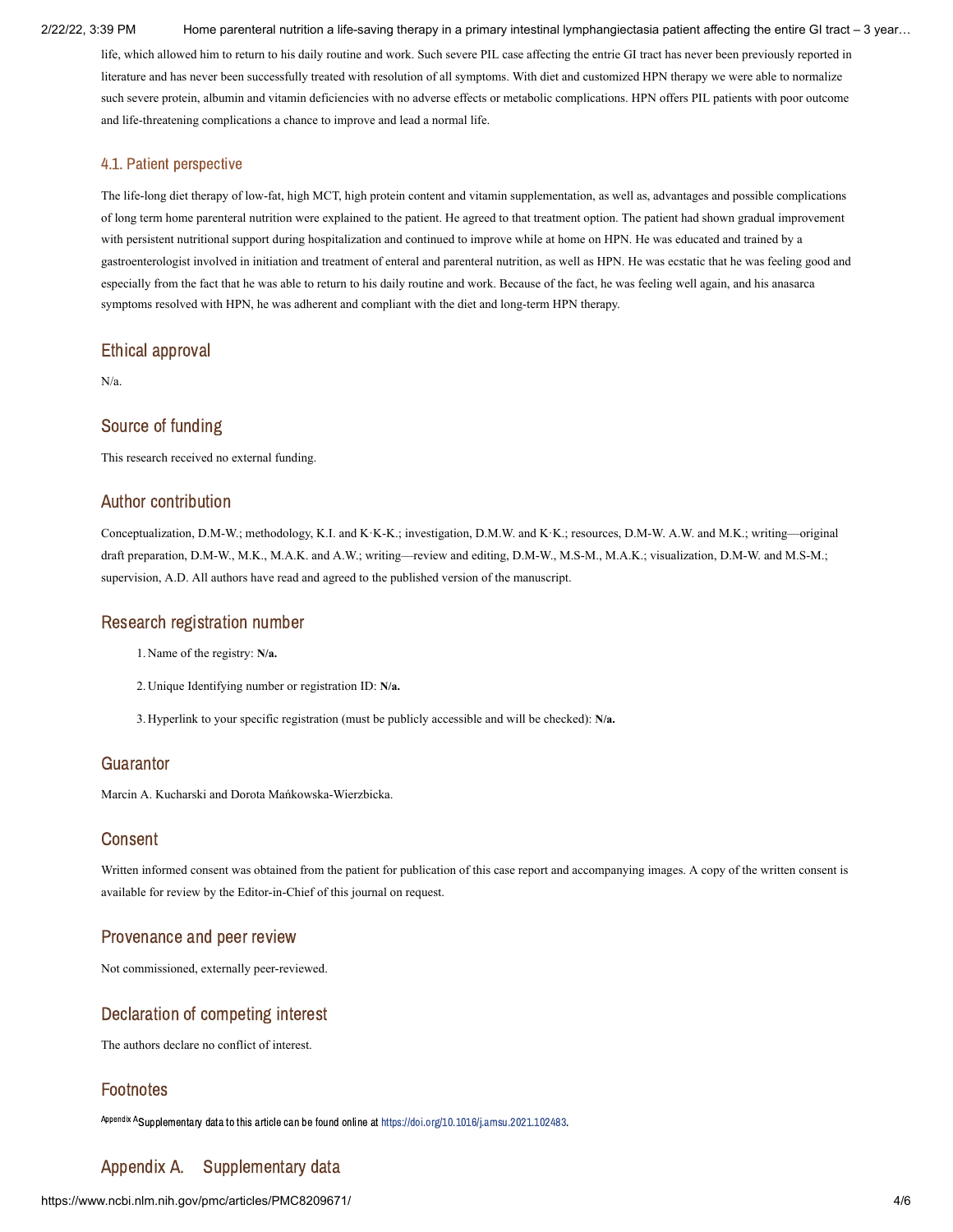life, which allowed him to return to his daily routine and work. Such severe PIL case affecting the entrie GI tract has never been previously reported in literature and has never been successfully treated with resolution of all symptoms. With diet and customized HPN therapy we were able to normalize such severe protein, albumin and vitamin deficiencies with no adverse effects or metabolic complications. HPN offers PIL patients with poor outcome and life-threatening complications a chance to improve and lead a normal life.

### 4.1. Patient perspective

The life-long diet therapy of low-fat, high MCT, high protein content and vitamin supplementation, as well as, advantages and possible complications of long term home parenteral nutrition were explained to the patient. He agreed to that treatment option. The patient had shown gradual improvement with persistent nutritional support during hospitalization and continued to improve while at home on HPN. He was educated and trained by a gastroenterologist involved in initiation and treatment of enteral and parenteral nutrition, as well as HPN. He was ecstatic that he was feeling good and especially from the fact that he was able to return to his daily routine and work. Because of the fact, he was feeling well again, and his anasarca symptoms resolved with HPN, he was adherent and compliant with the diet and long-term HPN therapy.

## Ethical approval

N/a.

## Source of funding

This research received no external funding.

## Author contribution

Conceptualization, D.M-W.; methodology, K.I. and K·K-K.; investigation, D.M.W. and K·K.; resources, D.M-W. A.W. and M.K.; writing—original draft preparation, D.M-W., M.K., M.A.K. and A.W.; writing—review and editing, D.M-W., M.S-M., M.A.K.; visualization, D.M-W. and M.S-M.; supervision, A.D. All authors have read and agreed to the published version of the manuscript.

## Research registration number

1. Name of the registry: **N/a.**
2. Unique Identifying number or registration ID: **N/a.**
3. Hyperlink to your specific registration (must be publicly accessible and will be checked): **N/a.**

## Guarantor

Marcin A. Kucharski and Dorota Mańkowska-Wierzbicka.

## Consent

Written informed consent was obtained from the patient for publication of this case report and accompanying images. A copy of the written consent is available for review by the Editor-in-Chief of this journal on request.

## Provenance and peer review

Not commissioned, externally peer-reviewed.

## Declaration of competing interest

The authors declare no conflict of interest.

## Footnotes

[Appendix A] Supplementary data to this article can be found online at https://doi.org/10.1016/j.amsu.2021.102483.

## Appendix A. Supplementary data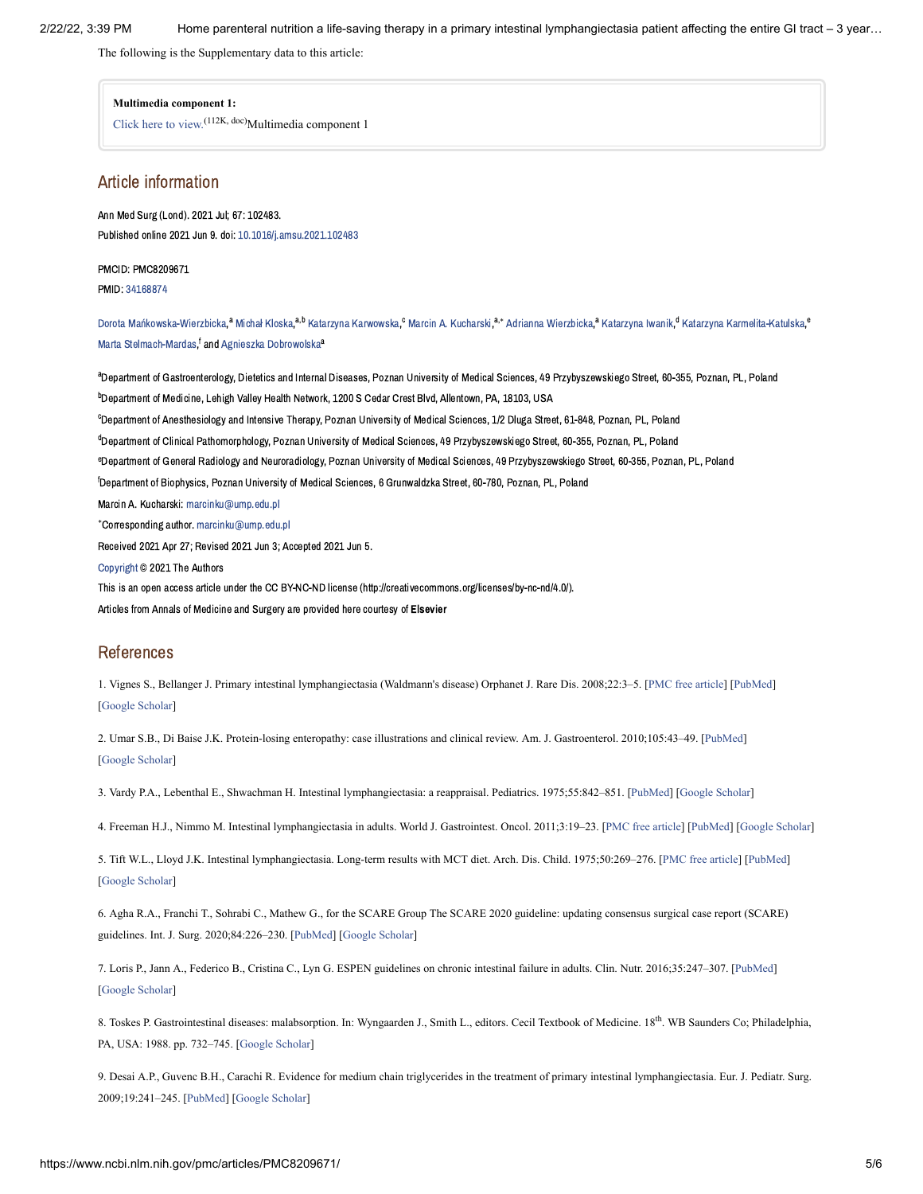The following is the Supplementary data to this article:

**Multimedia component 1:**

Click here to view.(112K, doc)Multimedia component 1

## Article information

Ann Med Surg (Lond). 2021 Jul; 67: 102483.

Published online 2021 Jun 9. doi: 10.1016/j.amsu.2021.102483

PMCID: PMC8209671

PMID: 34168874

Dorota Mańkowska-Wierzbicka,[a] Michał Kloska,[a,b] Katarzyna Karwowska,[c] Marcin A. Kucharski,[a,*] Adrianna Wierzbicka,[a] Katarzyna Iwanik,[d] Katarzyna Karmelita-Katulska,[e] Marta Stelmach-Mardas,[f] and Agnieszka Dobrowolska[a]

[a]Department of Gastroenterology, Dietetics and Internal Diseases, Poznan University of Medical Sciences, 49 Przybyszewskiego Street, 60-355, Poznan, PL, Poland

[b]Department of Medicine, Lehigh Valley Health Network, 1200 S Cedar Crest Blvd, Allentown, PA, 18103, USA

[c]Department of Anesthesiology and Intensive Therapy, Poznan University of Medical Sciences, 1/2 Dluga Street, 61-848, Poznan, PL, Poland

[d]Department of Clinical Pathomorphology, Poznan University of Medical Sciences, 49 Przybyszewskiego Street, 60-355, Poznan, PL, Poland

[e]Department of General Radiology and Neuroradiology, Poznan University of Medical Sciences, 49 Przybyszewskiego Street, 60-355, Poznan, PL, Poland

[f]Department of Biophysics, Poznan University of Medical Sciences, 6 Grunwaldzka Street, 60-780, Poznan, PL, Poland

Marcin A. Kucharski: marcinku@ump.edu.pl

*Corresponding author. marcinku@ump.edu.pl

Received 2021 Apr 27; Revised 2021 Jun 3; Accepted 2021 Jun 5.

Copyright © 2021 The Authors

This is an open access article under the CC BY-NC-ND license (http://creativecommons.org/licenses/by-nc-nd/4.0/).

Articles from Annals of Medicine and Surgery are provided here courtesy of **Elsevier**

## References

1. Vignes S., Bellanger J. Primary intestinal lymphangiectasia (Waldmann's disease) Orphanet J. Rare Dis. 2008;22:3–5. [PMC free article] [PubMed] [Google Scholar]

2. Umar S.B., Di Baise J.K. Protein-losing enteropathy: case illustrations and clinical review. Am. J. Gastroenterol. 2010;105:43–49. [PubMed] [Google Scholar]

3. Vardy P.A., Lebenthal E., Shwachman H. Intestinal lymphangiectasia: a reappraisal. Pediatrics. 1975;55:842–851. [PubMed] [Google Scholar]

4. Freeman H.J., Nimmo M. Intestinal lymphangiectasia in adults. World J. Gastrointest. Oncol. 2011;3:19–23. [PMC free article] [PubMed] [Google Scholar]

5. Tift W.L., Lloyd J.K. Intestinal lymphangiectasia. Long-term results with MCT diet. Arch. Dis. Child. 1975;50:269–276. [PMC free article] [PubMed] [Google Scholar]

6. Agha R.A., Franchi T., Sohrabi C., Mathew G., for the SCARE Group The SCARE 2020 guideline: updating consensus surgical case report (SCARE) guidelines. Int. J. Surg. 2020;84:226–230. [PubMed] [Google Scholar]

7. Loris P., Jann A., Federico B., Cristina C., Lyn G. ESPEN guidelines on chronic intestinal failure in adults. Clin. Nutr. 2016;35:247–307. [PubMed] [Google Scholar]

8. Toskes P. Gastrointestinal diseases: malabsorption. In: Wyngaarden J., Smith L., editors. Cecil Textbook of Medicine. 18th. WB Saunders Co; Philadelphia, PA, USA: 1988. pp. 732–745. [Google Scholar]

9. Desai A.P., Guvenc B.H., Carachi R. Evidence for medium chain triglycerides in the treatment of primary intestinal lymphangiectasia. Eur. J. Pediatr. Surg. 2009;19:241–245. [PubMed] [Google Scholar]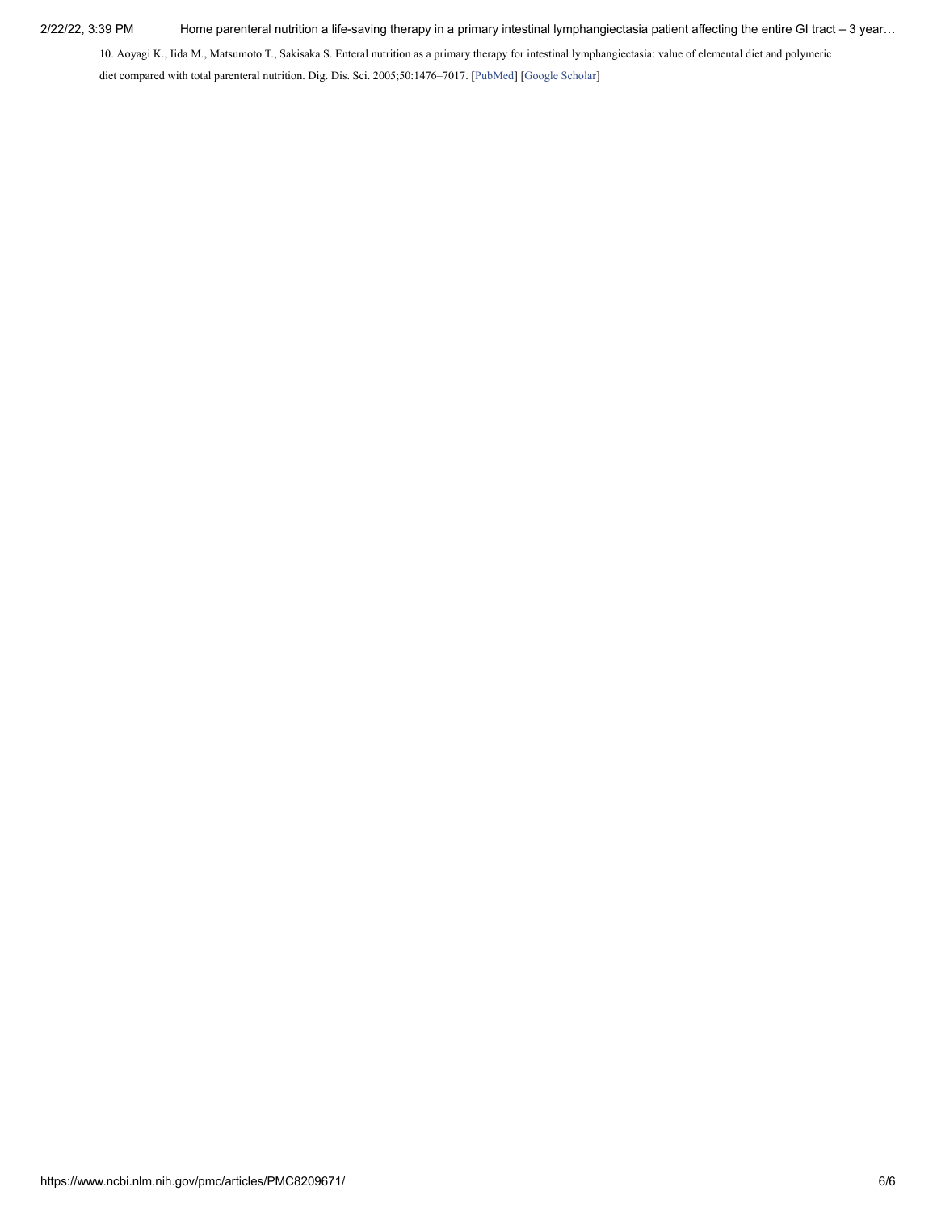10. Aoyagi K., Iida M., Matsumoto T., Sakisaka S. Enteral nutrition as a primary therapy for intestinal lymphangiectasia: value of elemental diet and polymeric diet compared with total parenteral nutrition. Dig. Dis. Sci. 2005;50:1476–7017. [PubMed] [Google Scholar]